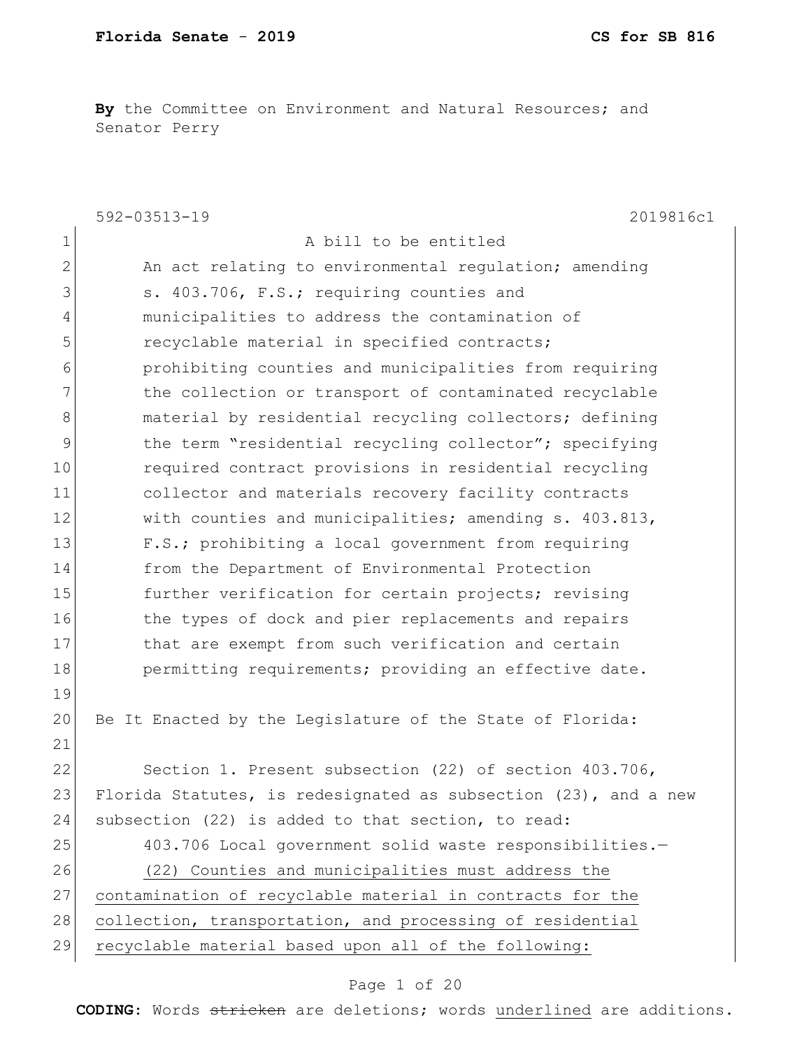**By** the Committee on Environment and Natural Resources; and Senator Perry

592-03513-19 2019816c1

A bill to be entitled

An act relating to environmental regulation; amending s. 403.706, F.S.; requiring counties and municipalities to address the contamination of recyclable material in specified contracts; prohibiting counties and municipalities from requiring the collection or transport of contaminated recyclable material by residential recycling collectors; defining the term "residential recycling collector"; specifying required contract provisions in residential recycling collector and materials recovery facility contracts with counties and municipalities; amending s. 403.813, F.S.; prohibiting a local government from requiring from the Department of Environmental Protection further verification for certain projects; revising the types of dock and pier replacements and repairs that are exempt from such verification and certain permitting requirements; providing an effective date.

Be It Enacted by the Legislature of the State of Florida:

Section 1. Present subsection (22) of section 403.706, Florida Statutes, is redesignated as subsection (23), and a new subsection (22) is added to that section, to read:

403.706 Local government solid waste responsibilities.—

<u>(22) Counties and municipalities must address the contamination of recyclable material in contracts for the collection, transportation, and processing of residential recyclable material based upon all of the following:</u>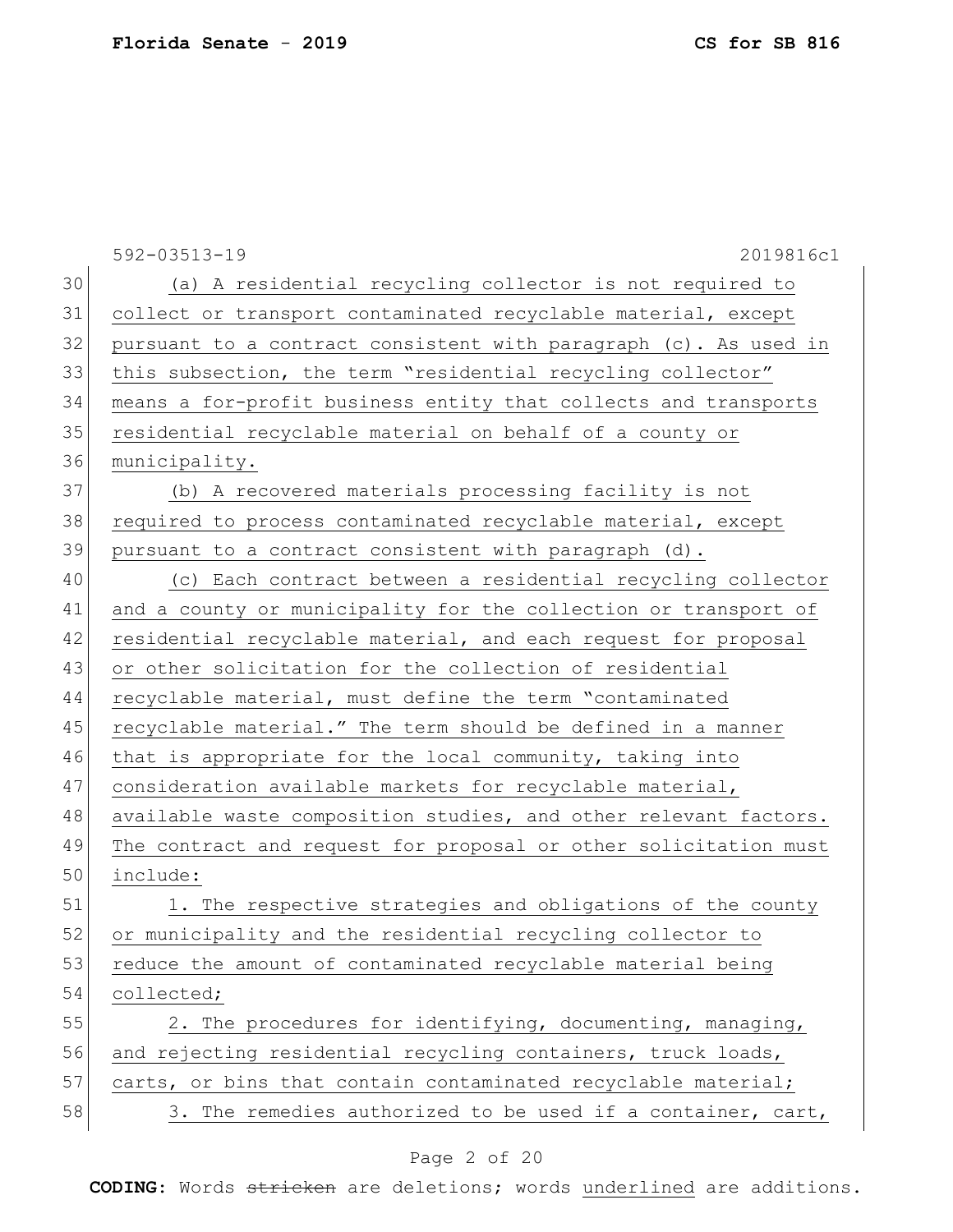(a) A residential recycling collector is not required to collect or transport contaminated recyclable material, except pursuant to a contract consistent with paragraph (c). As used in this subsection, the term "residential recycling collector" means a for-profit business entity that collects and transports residential recyclable material on behalf of a county or municipality.

(b) A recovered materials processing facility is not required to process contaminated recyclable material, except pursuant to a contract consistent with paragraph (d).

(c) Each contract between a residential recycling collector and a county or municipality for the collection or transport of residential recyclable material, and each request for proposal or other solicitation for the collection of residential recyclable material, must define the term "contaminated recyclable material." The term should be defined in a manner that is appropriate for the local community, taking into consideration available markets for recyclable material, available waste composition studies, and other relevant factors. The contract and request for proposal or other solicitation must include:

1. The respective strategies and obligations of the county or municipality and the residential recycling collector to reduce the amount of contaminated recyclable material being collected;

2. The procedures for identifying, documenting, managing, and rejecting residential recycling containers, truck loads, carts, or bins that contain contaminated recyclable material;

3. The remedies authorized to be used if a container, cart,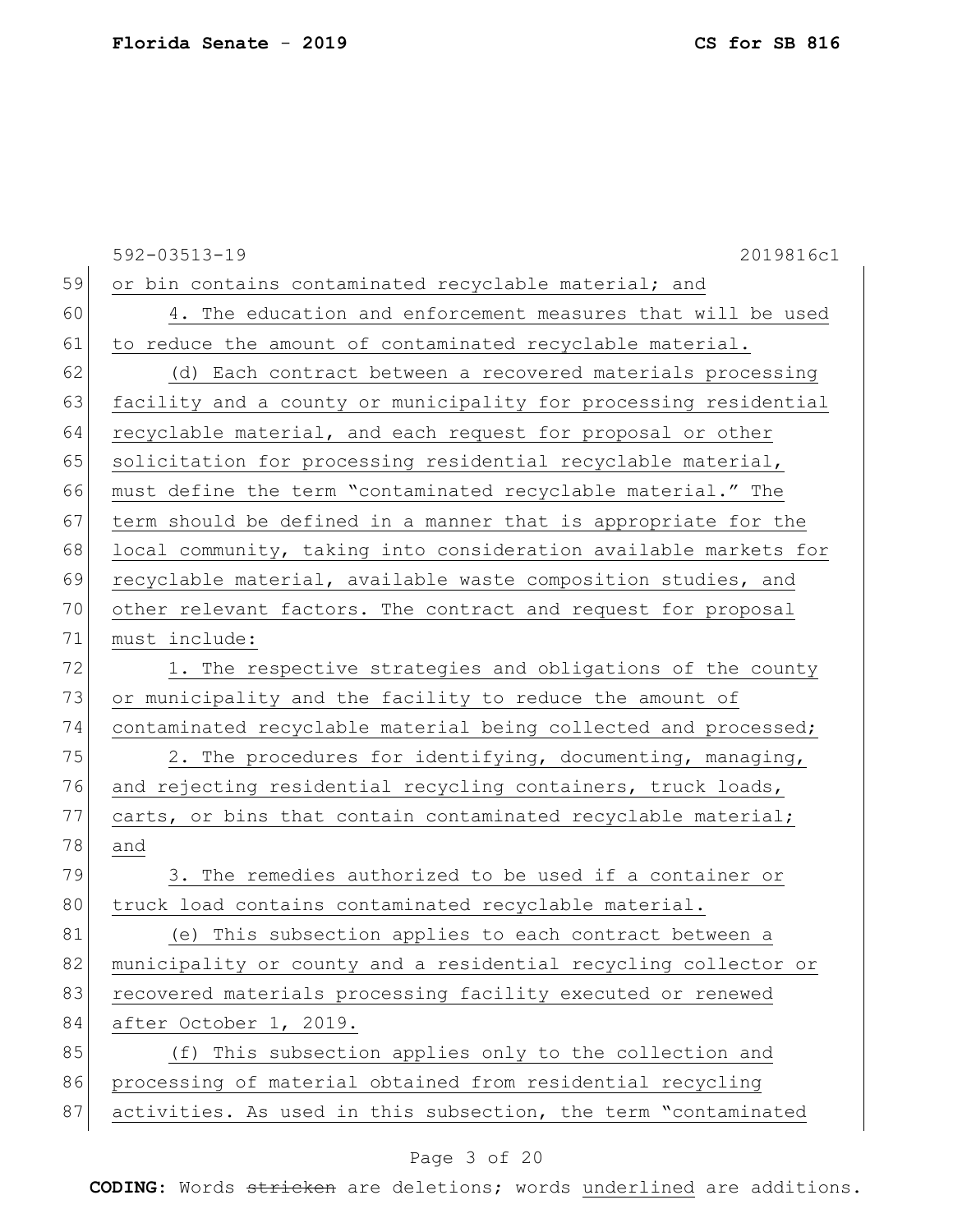592-03513-19 2019816c1

or bin contains contaminated recyclable material; and

4. The education and enforcement measures that will be used to reduce the amount of contaminated recyclable material.

(d) Each contract between a recovered materials processing facility and a county or municipality for processing residential recyclable material, and each request for proposal or other solicitation for processing residential recyclable material, must define the term "contaminated recyclable material." The term should be defined in a manner that is appropriate for the local community, taking into consideration available markets for recyclable material, available waste composition studies, and other relevant factors. The contract and request for proposal must include:

1. The respective strategies and obligations of the county or municipality and the facility to reduce the amount of contaminated recyclable material being collected and processed;

2. The procedures for identifying, documenting, managing, and rejecting residential recycling containers, truck loads, carts, or bins that contain contaminated recyclable material; and

3. The remedies authorized to be used if a container or truck load contains contaminated recyclable material.

(e) This subsection applies to each contract between a municipality or county and a residential recycling collector or recovered materials processing facility executed or renewed after October 1, 2019.

(f) This subsection applies only to the collection and processing of material obtained from residential recycling activities. As used in this subsection, the term "contaminated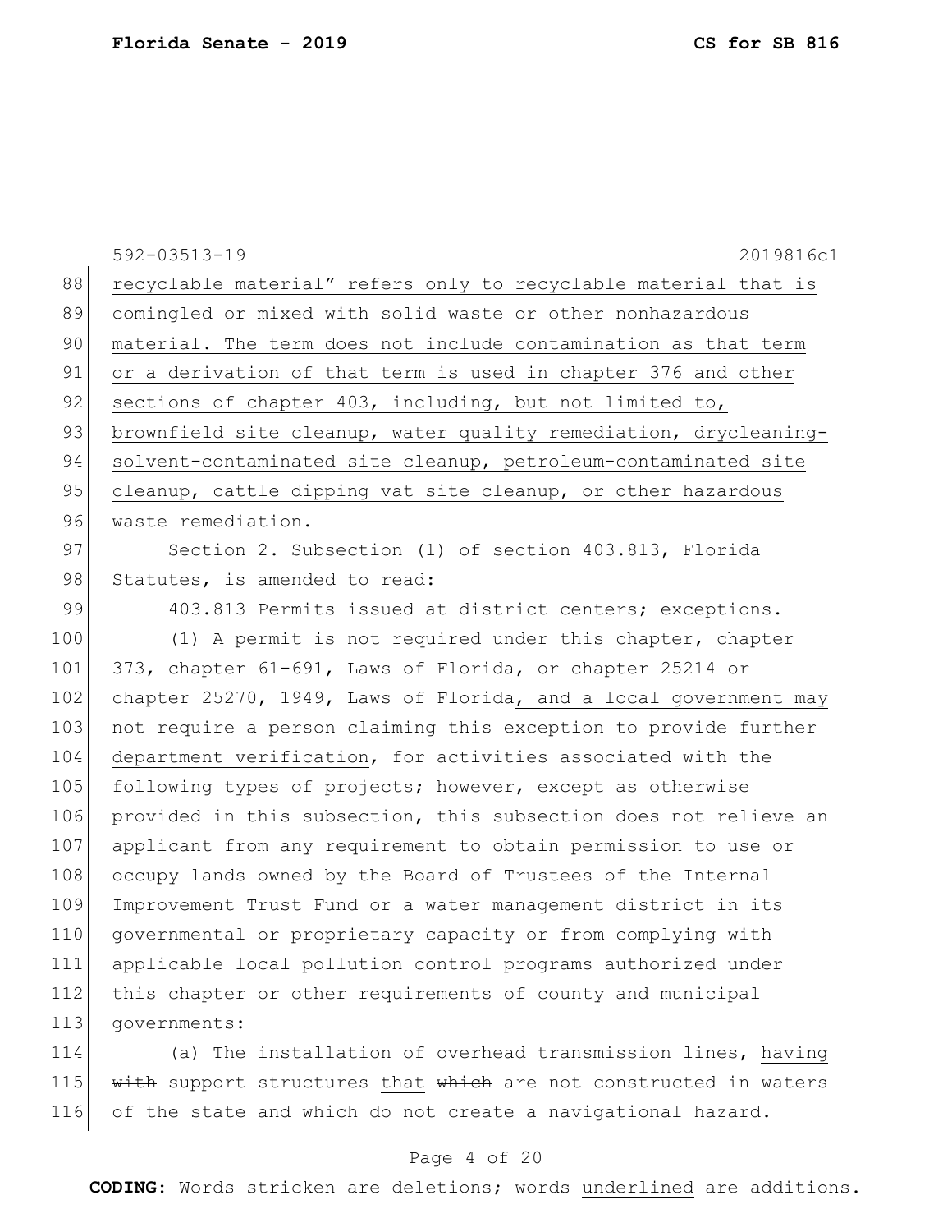recyclable material" refers only to recyclable material that is comingled or mixed with solid waste or other nonhazardous material. The term does not include contamination as that term or a derivation of that term is used in chapter 376 and other sections of chapter 403, including, but not limited to, brownfield site cleanup, water quality remediation, drycleaning-solvent-contaminated site cleanup, petroleum-contaminated site cleanup, cattle dipping vat site cleanup, or other hazardous waste remediation.

Section 2. Subsection (1) of section 403.813, Florida Statutes, is amended to read:

403.813 Permits issued at district centers; exceptions.—

(1) A permit is not required under this chapter, chapter 373, chapter 61-691, Laws of Florida, or chapter 25214 or chapter 25270, 1949, Laws of Florida, and a local government may not require a person claiming this exception to provide further department verification, for activities associated with the following types of projects; however, except as otherwise provided in this subsection, this subsection does not relieve an applicant from any requirement to obtain permission to use or occupy lands owned by the Board of Trustees of the Internal Improvement Trust Fund or a water management district in its governmental or proprietary capacity or from complying with applicable local pollution control programs authorized under this chapter or other requirements of county and municipal governments:

(a) The installation of overhead transmission lines, having ~~with~~ support structures that ~~which~~ are not constructed in waters of the state and which do not create a navigational hazard.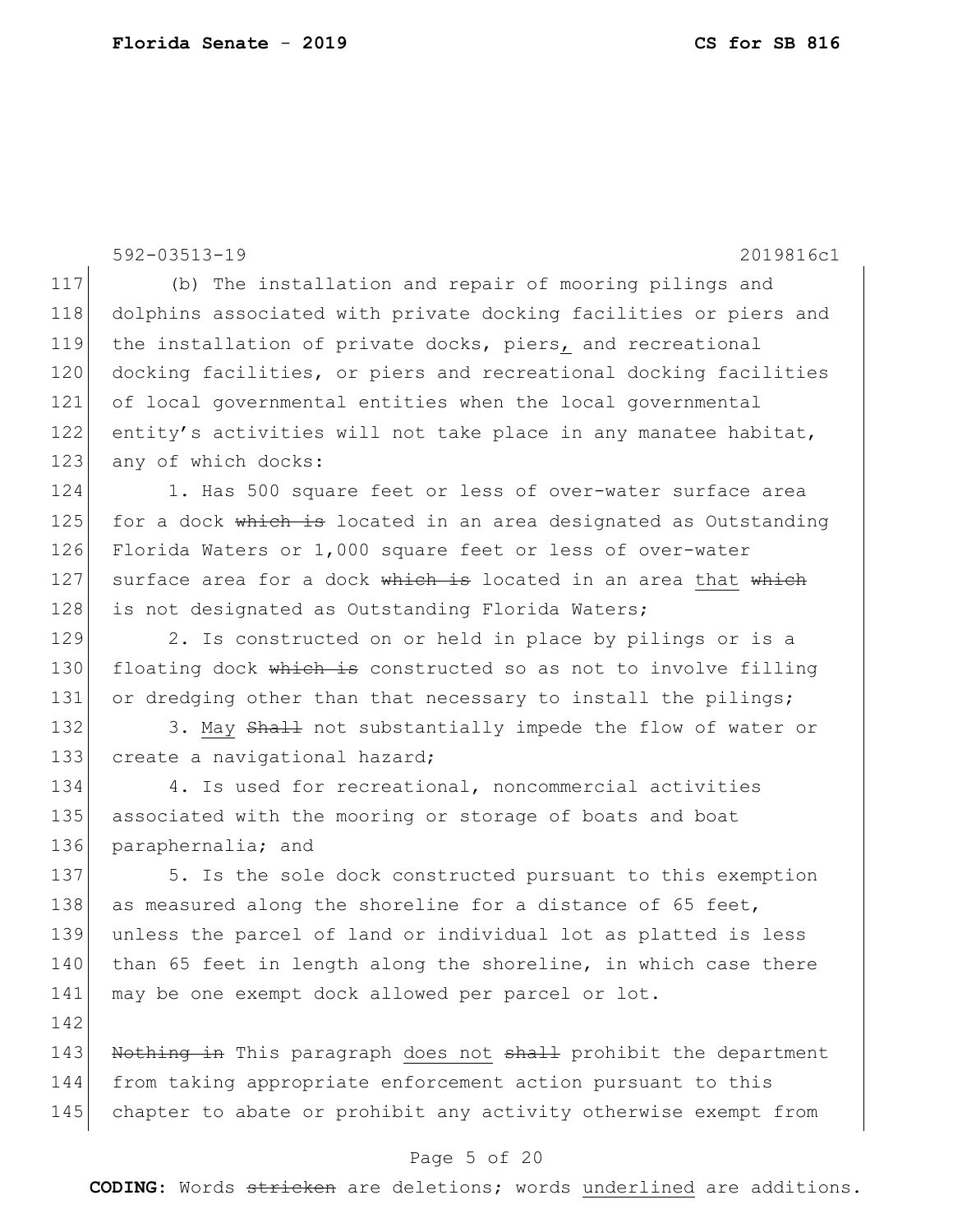592-03513-19 2019816c1

117 (b) The installation and repair of mooring pilings and
118 dolphins associated with private docking facilities or piers and
119 the installation of private docks, piers, and recreational
120 docking facilities, or piers and recreational docking facilities
121 of local governmental entities when the local governmental
122 entity's activities will not take place in any manatee habitat,
123 any of which docks:

124 1. Has 500 square feet or less of over-water surface area
125 for a dock ~~which is~~ located in an area designated as Outstanding
126 Florida Waters or 1,000 square feet or less of over-water
127 surface area for a dock ~~which is~~ located in an area <u>that</u> ~~which~~
128 is not designated as Outstanding Florida Waters;

129 2. Is constructed on or held in place by pilings or is a
130 floating dock ~~which is~~ constructed so as not to involve filling
131 or dredging other than that necessary to install the pilings;

132 3. <u>May</u> ~~Shall~~ not substantially impede the flow of water or
133 create a navigational hazard;

134 4. Is used for recreational, noncommercial activities
135 associated with the mooring or storage of boats and boat
136 paraphernalia; and

137 5. Is the sole dock constructed pursuant to this exemption
138 as measured along the shoreline for a distance of 65 feet,
139 unless the parcel of land or individual lot as platted is less
140 than 65 feet in length along the shoreline, in which case there
141 may be one exempt dock allowed per parcel or lot.

142

143 ~~Nothing in~~ This paragraph <u>does not</u> ~~shall~~ prohibit the department
144 from taking appropriate enforcement action pursuant to this
145 chapter to abate or prohibit any activity otherwise exempt from

**CODING:** Words ~~stricken~~ are deletions; words <u>underlined</u> are additions.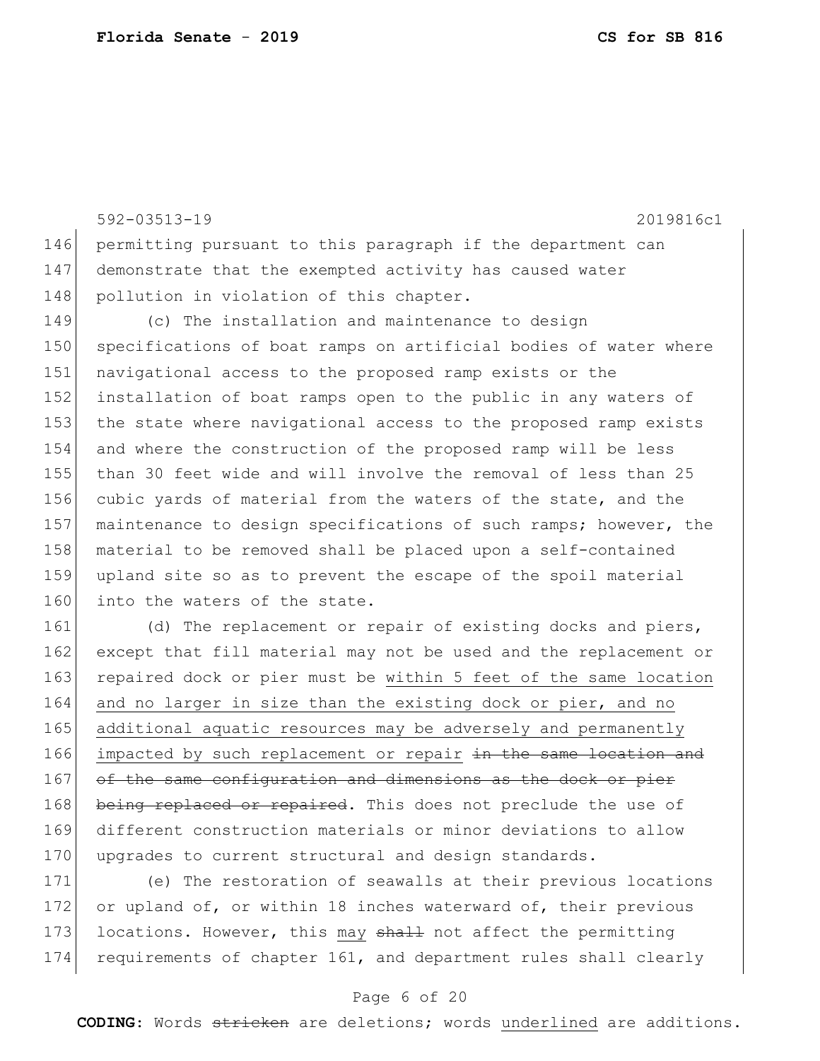permitting pursuant to this paragraph if the department can demonstrate that the exempted activity has caused water pollution in violation of this chapter.

(c) The installation and maintenance to design specifications of boat ramps on artificial bodies of water where navigational access to the proposed ramp exists or the installation of boat ramps open to the public in any waters of the state where navigational access to the proposed ramp exists and where the construction of the proposed ramp will be less than 30 feet wide and will involve the removal of less than 25 cubic yards of material from the waters of the state, and the maintenance to design specifications of such ramps; however, the material to be removed shall be placed upon a self-contained upland site so as to prevent the escape of the spoil material into the waters of the state.

(d) The replacement or repair of existing docks and piers, except that fill material may not be used and the replacement or repaired dock or pier must be <u>within 5 feet of the same location and no larger in size than the existing dock or pier, and no additional aquatic resources may be adversely and permanently impacted by such replacement or repair</u> ~~in the same location and of the same configuration and dimensions as the dock or pier being replaced or repaired~~. This does not preclude the use of different construction materials or minor deviations to allow upgrades to current structural and design standards.

(e) The restoration of seawalls at their previous locations or upland of, or within 18 inches waterward of, their previous locations. However, this <u>may</u> ~~shall~~ not affect the permitting requirements of chapter 161, and department rules shall clearly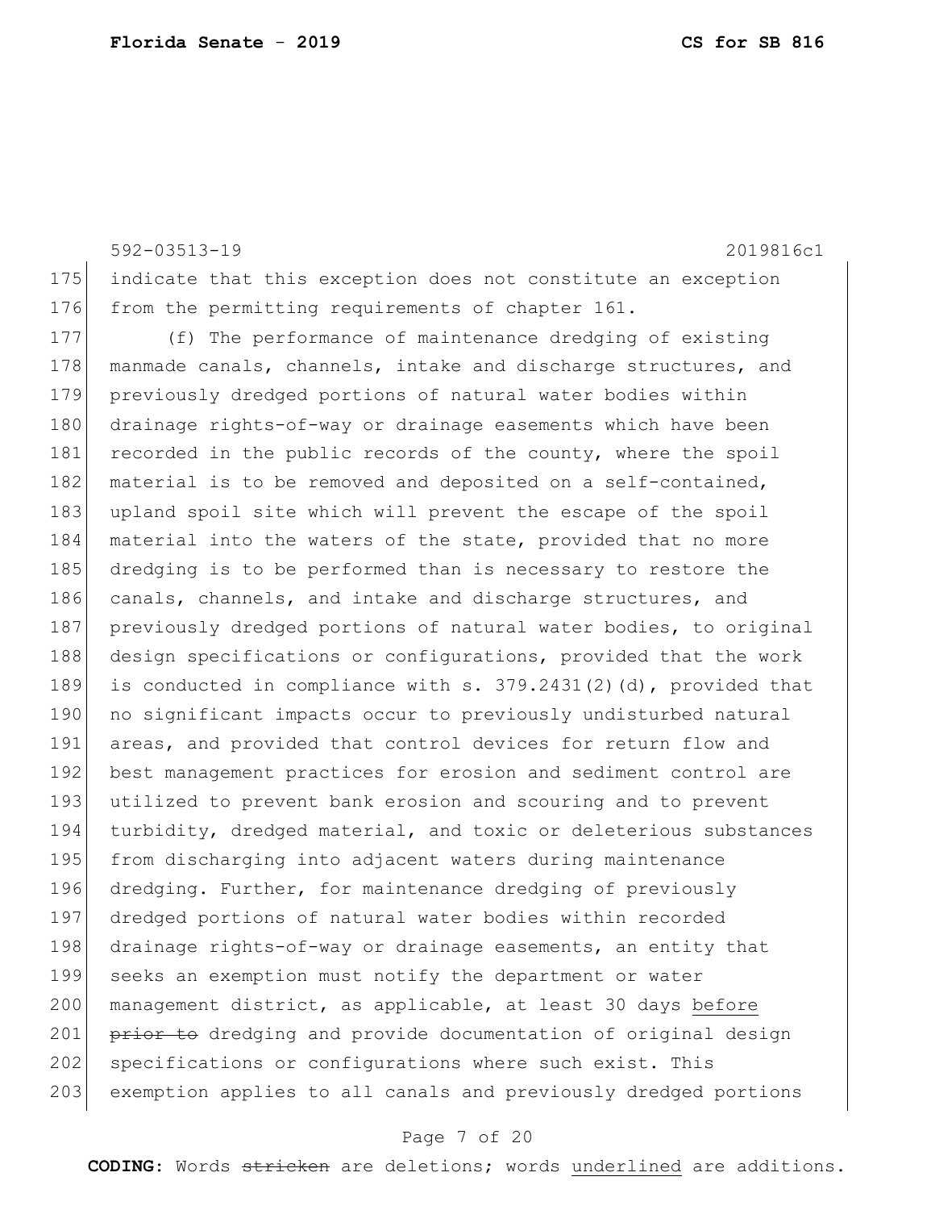indicate that this exception does not constitute an exception from the permitting requirements of chapter 161.

(f) The performance of maintenance dredging of existing manmade canals, channels, intake and discharge structures, and previously dredged portions of natural water bodies within drainage rights-of-way or drainage easements which have been recorded in the public records of the county, where the spoil material is to be removed and deposited on a self-contained, upland spoil site which will prevent the escape of the spoil material into the waters of the state, provided that no more dredging is to be performed than is necessary to restore the canals, channels, and intake and discharge structures, and previously dredged portions of natural water bodies, to original design specifications or configurations, provided that the work is conducted in compliance with s. 379.2431(2)(d), provided that no significant impacts occur to previously undisturbed natural areas, and provided that control devices for return flow and best management practices for erosion and sediment control are utilized to prevent bank erosion and scouring and to prevent turbidity, dredged material, and toxic or deleterious substances from discharging into adjacent waters during maintenance dredging. Further, for maintenance dredging of previously dredged portions of natural water bodies within recorded drainage rights-of-way or drainage easements, an entity that seeks an exemption must notify the department or water management district, as applicable, at least 30 days <u>before</u> ~~prior to~~ dredging and provide documentation of original design specifications or configurations where such exist. This exemption applies to all canals and previously dredged portions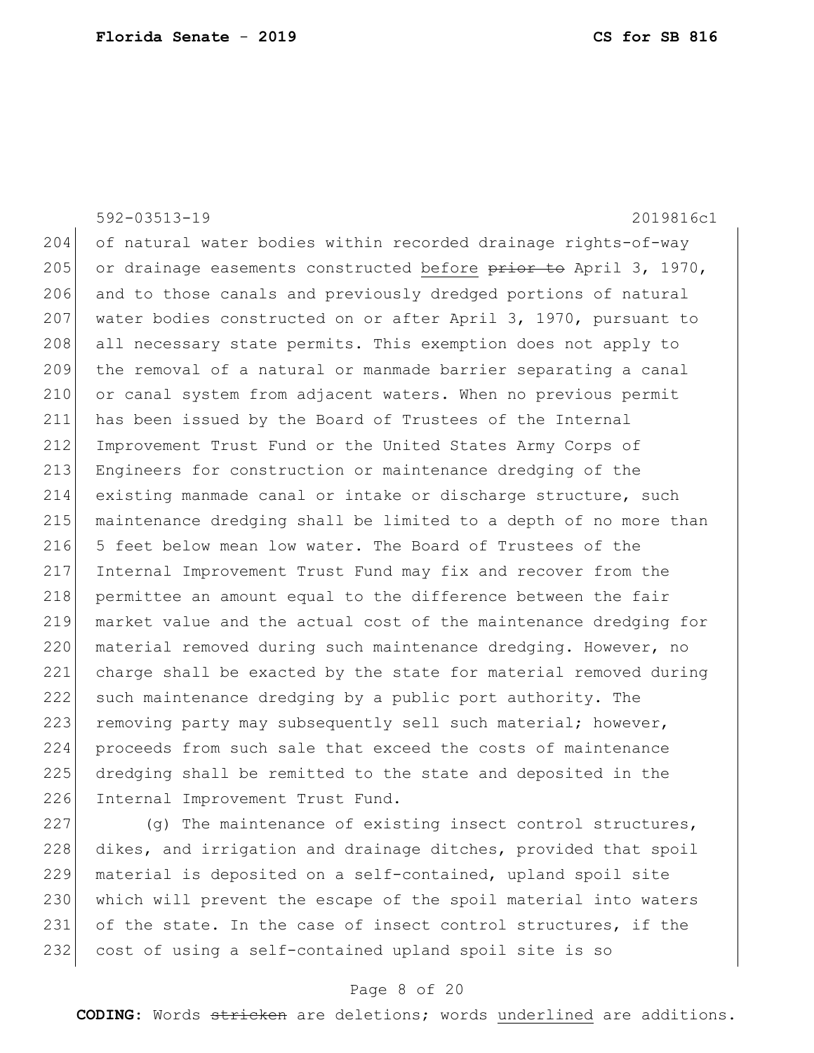of natural water bodies within recorded drainage rights-of-way or drainage easements constructed <u>before</u> ~~prior to~~ April 3, 1970, and to those canals and previously dredged portions of natural water bodies constructed on or after April 3, 1970, pursuant to all necessary state permits. This exemption does not apply to the removal of a natural or manmade barrier separating a canal or canal system from adjacent waters. When no previous permit has been issued by the Board of Trustees of the Internal Improvement Trust Fund or the United States Army Corps of Engineers for construction or maintenance dredging of the existing manmade canal or intake or discharge structure, such maintenance dredging shall be limited to a depth of no more than 5 feet below mean low water. The Board of Trustees of the Internal Improvement Trust Fund may fix and recover from the permittee an amount equal to the difference between the fair market value and the actual cost of the maintenance dredging for material removed during such maintenance dredging. However, no charge shall be exacted by the state for material removed during such maintenance dredging by a public port authority. The removing party may subsequently sell such material; however, proceeds from such sale that exceed the costs of maintenance dredging shall be remitted to the state and deposited in the Internal Improvement Trust Fund.

(g) The maintenance of existing insect control structures, dikes, and irrigation and drainage ditches, provided that spoil material is deposited on a self-contained, upland spoil site which will prevent the escape of the spoil material into waters of the state. In the case of insect control structures, if the cost of using a self-contained upland spoil site is so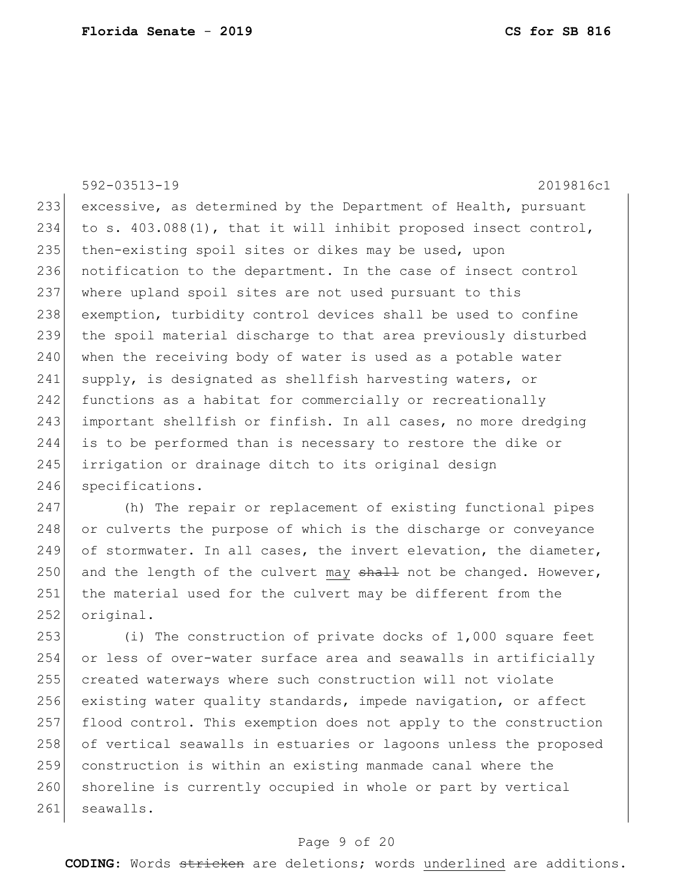excessive, as determined by the Department of Health, pursuant to s. 403.088(1), that it will inhibit proposed insect control, then-existing spoil sites or dikes may be used, upon notification to the department. In the case of insect control where upland spoil sites are not used pursuant to this exemption, turbidity control devices shall be used to confine the spoil material discharge to that area previously disturbed when the receiving body of water is used as a potable water supply, is designated as shellfish harvesting waters, or functions as a habitat for commercially or recreationally important shellfish or finfish. In all cases, no more dredging is to be performed than is necessary to restore the dike or irrigation or drainage ditch to its original design specifications.

(h) The repair or replacement of existing functional pipes or culverts the purpose of which is the discharge or conveyance of stormwater. In all cases, the invert elevation, the diameter, and the length of the culvert <u>may</u> ~~shall~~ not be changed. However, the material used for the culvert may be different from the original.

(i) The construction of private docks of 1,000 square feet or less of over-water surface area and seawalls in artificially created waterways where such construction will not violate existing water quality standards, impede navigation, or affect flood control. This exemption does not apply to the construction of vertical seawalls in estuaries or lagoons unless the proposed construction is within an existing manmade canal where the shoreline is currently occupied in whole or part by vertical seawalls.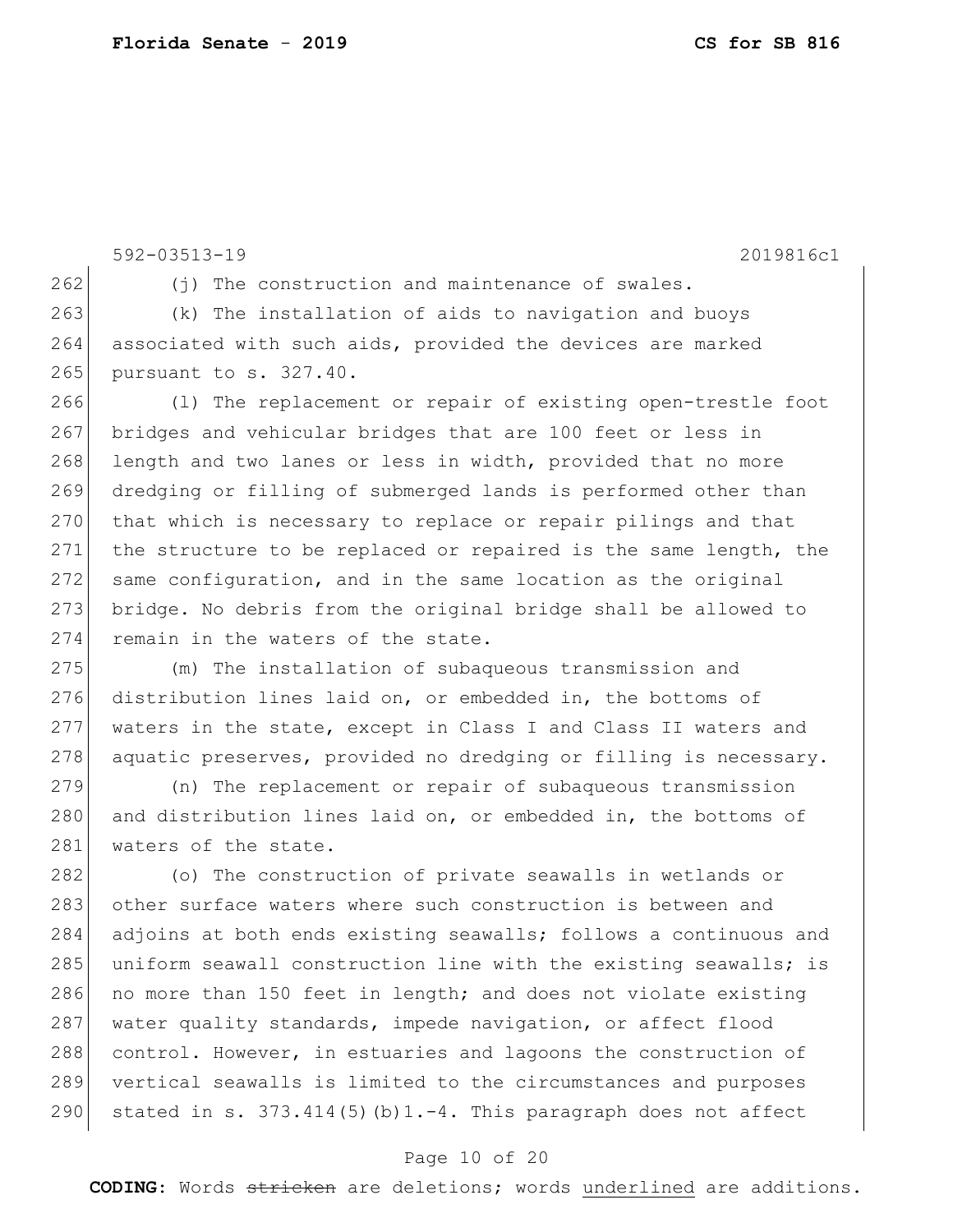(j) The construction and maintenance of swales.

(k) The installation of aids to navigation and buoys associated with such aids, provided the devices are marked pursuant to s. 327.40.

(l) The replacement or repair of existing open-trestle foot bridges and vehicular bridges that are 100 feet or less in length and two lanes or less in width, provided that no more dredging or filling of submerged lands is performed other than that which is necessary to replace or repair pilings and that the structure to be replaced or repaired is the same length, the same configuration, and in the same location as the original bridge. No debris from the original bridge shall be allowed to remain in the waters of the state.

(m) The installation of subaqueous transmission and distribution lines laid on, or embedded in, the bottoms of waters in the state, except in Class I and Class II waters and aquatic preserves, provided no dredging or filling is necessary.

(n) The replacement or repair of subaqueous transmission and distribution lines laid on, or embedded in, the bottoms of waters of the state.

(o) The construction of private seawalls in wetlands or other surface waters where such construction is between and adjoins at both ends existing seawalls; follows a continuous and uniform seawall construction line with the existing seawalls; is no more than 150 feet in length; and does not violate existing water quality standards, impede navigation, or affect flood control. However, in estuaries and lagoons the construction of vertical seawalls is limited to the circumstances and purposes stated in s. 373.414(5)(b)1.-4. This paragraph does not affect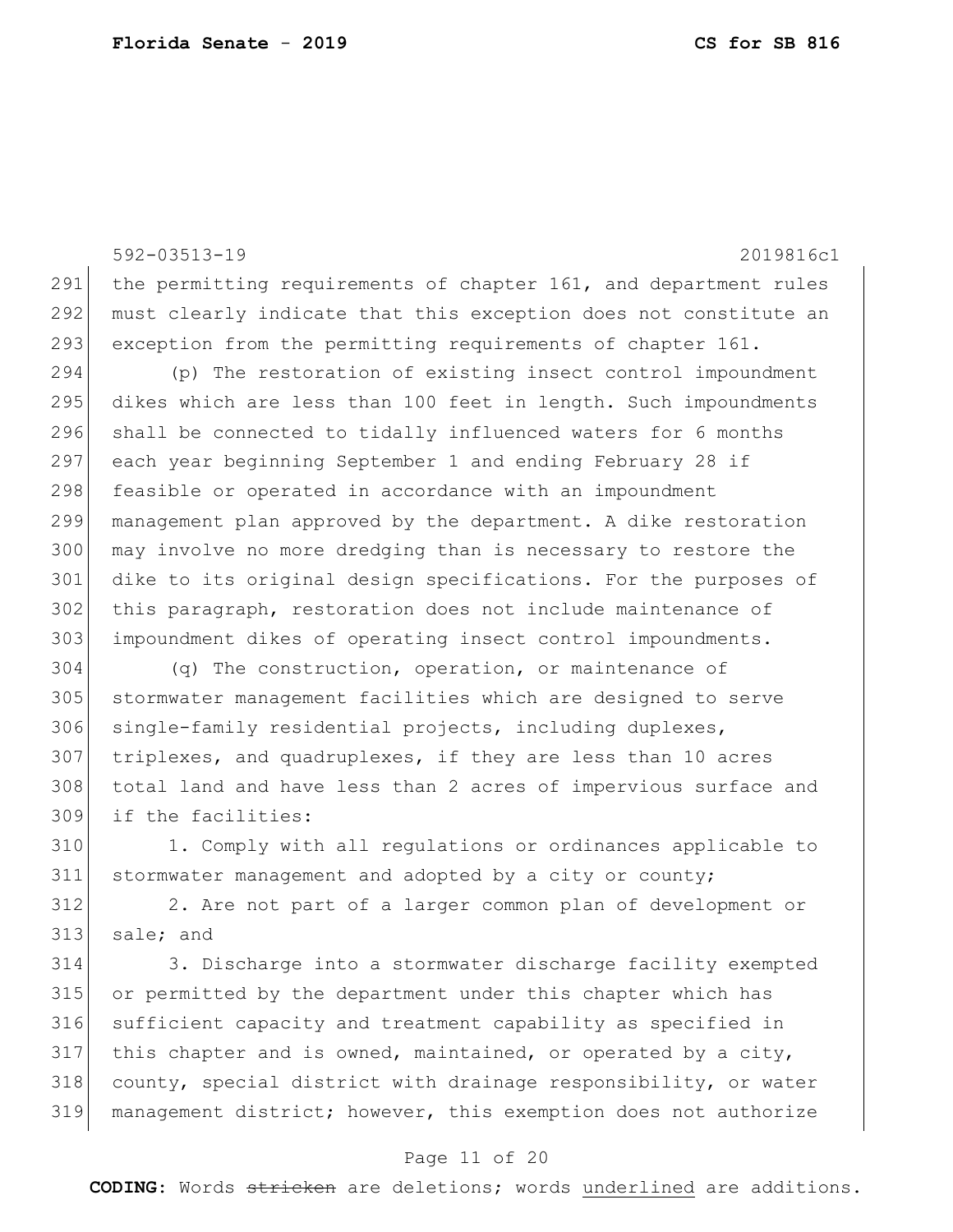the permitting requirements of chapter 161, and department rules must clearly indicate that this exception does not constitute an exception from the permitting requirements of chapter 161.

(p) The restoration of existing insect control impoundment dikes which are less than 100 feet in length. Such impoundments shall be connected to tidally influenced waters for 6 months each year beginning September 1 and ending February 28 if feasible or operated in accordance with an impoundment management plan approved by the department. A dike restoration may involve no more dredging than is necessary to restore the dike to its original design specifications. For the purposes of this paragraph, restoration does not include maintenance of impoundment dikes of operating insect control impoundments.

(q) The construction, operation, or maintenance of stormwater management facilities which are designed to serve single-family residential projects, including duplexes, triplexes, and quadruplexes, if they are less than 10 acres total land and have less than 2 acres of impervious surface and if the facilities:

1. Comply with all regulations or ordinances applicable to stormwater management and adopted by a city or county;

2. Are not part of a larger common plan of development or sale; and

3. Discharge into a stormwater discharge facility exempted or permitted by the department under this chapter which has sufficient capacity and treatment capability as specified in this chapter and is owned, maintained, or operated by a city, county, special district with drainage responsibility, or water management district; however, this exemption does not authorize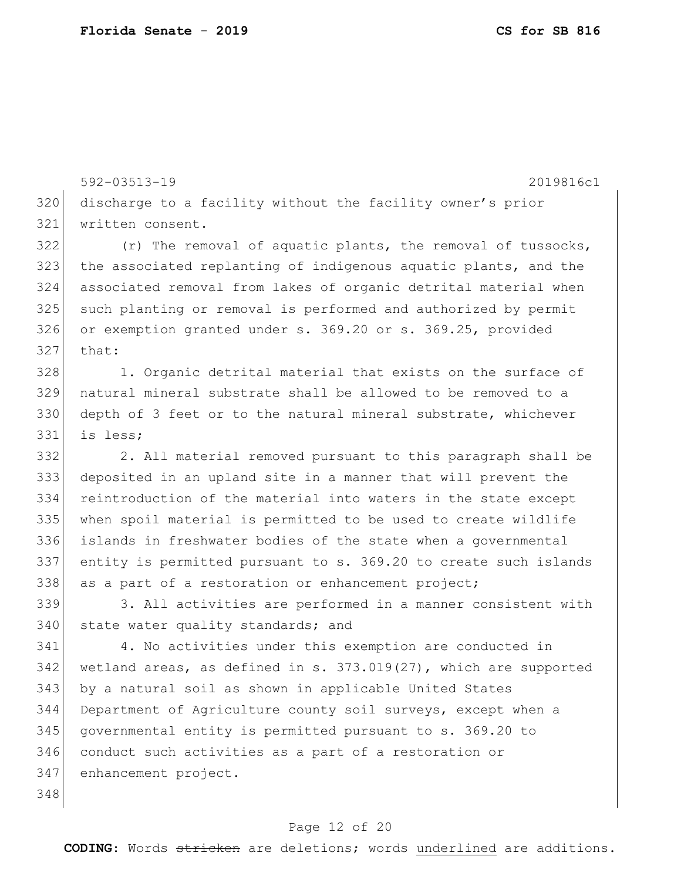discharge to a facility without the facility owner's prior written consent.

(r) The removal of aquatic plants, the removal of tussocks, the associated replanting of indigenous aquatic plants, and the associated removal from lakes of organic detrital material when such planting or removal is performed and authorized by permit or exemption granted under s. 369.20 or s. 369.25, provided that:

1. Organic detrital material that exists on the surface of natural mineral substrate shall be allowed to be removed to a depth of 3 feet or to the natural mineral substrate, whichever is less;

2. All material removed pursuant to this paragraph shall be deposited in an upland site in a manner that will prevent the reintroduction of the material into waters in the state except when spoil material is permitted to be used to create wildlife islands in freshwater bodies of the state when a governmental entity is permitted pursuant to s. 369.20 to create such islands as a part of a restoration or enhancement project;

3. All activities are performed in a manner consistent with state water quality standards; and

4. No activities under this exemption are conducted in wetland areas, as defined in s. 373.019(27), which are supported by a natural soil as shown in applicable United States Department of Agriculture county soil surveys, except when a governmental entity is permitted pursuant to s. 369.20 to conduct such activities as a part of a restoration or enhancement project.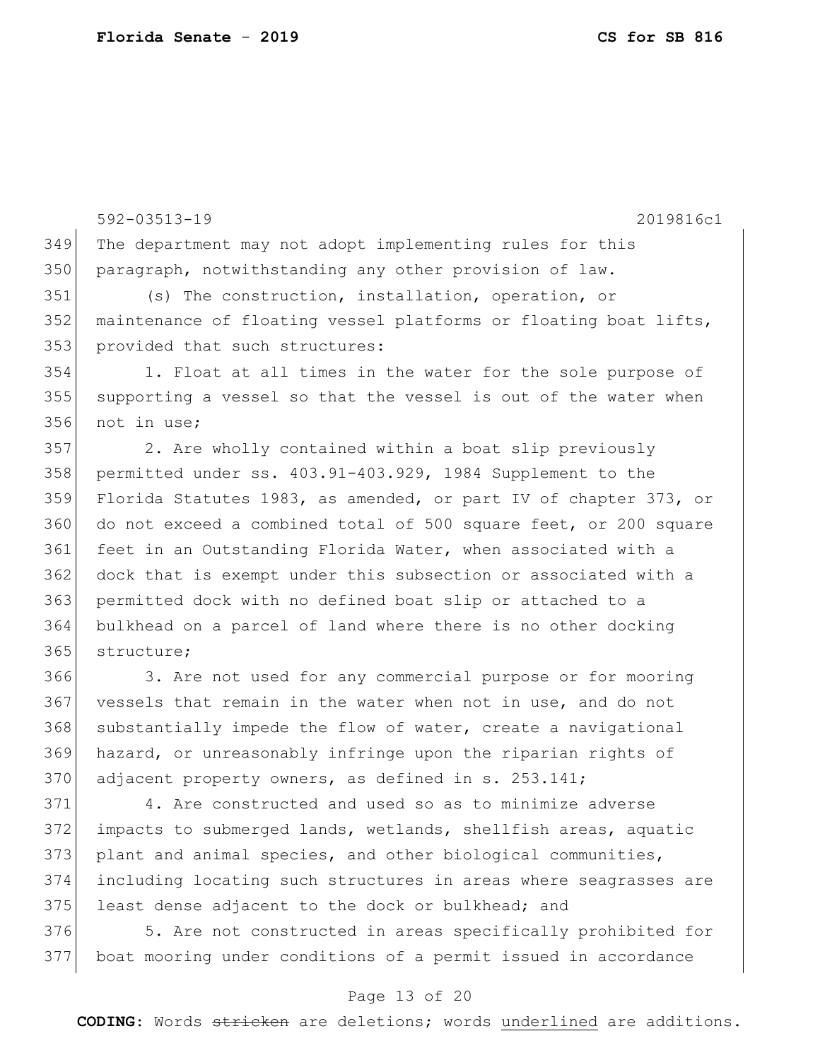The department may not adopt implementing rules for this paragraph, notwithstanding any other provision of law.

(s) The construction, installation, operation, or maintenance of floating vessel platforms or floating boat lifts, provided that such structures:

1. Float at all times in the water for the sole purpose of supporting a vessel so that the vessel is out of the water when not in use;

2. Are wholly contained within a boat slip previously permitted under ss. 403.91-403.929, 1984 Supplement to the Florida Statutes 1983, as amended, or part IV of chapter 373, or do not exceed a combined total of 500 square feet, or 200 square feet in an Outstanding Florida Water, when associated with a dock that is exempt under this subsection or associated with a permitted dock with no defined boat slip or attached to a bulkhead on a parcel of land where there is no other docking structure;

3. Are not used for any commercial purpose or for mooring vessels that remain in the water when not in use, and do not substantially impede the flow of water, create a navigational hazard, or unreasonably infringe upon the riparian rights of adjacent property owners, as defined in s. 253.141;

4. Are constructed and used so as to minimize adverse impacts to submerged lands, wetlands, shellfish areas, aquatic plant and animal species, and other biological communities, including locating such structures in areas where seagrasses are least dense adjacent to the dock or bulkhead; and

5. Are not constructed in areas specifically prohibited for boat mooring under conditions of a permit issued in accordance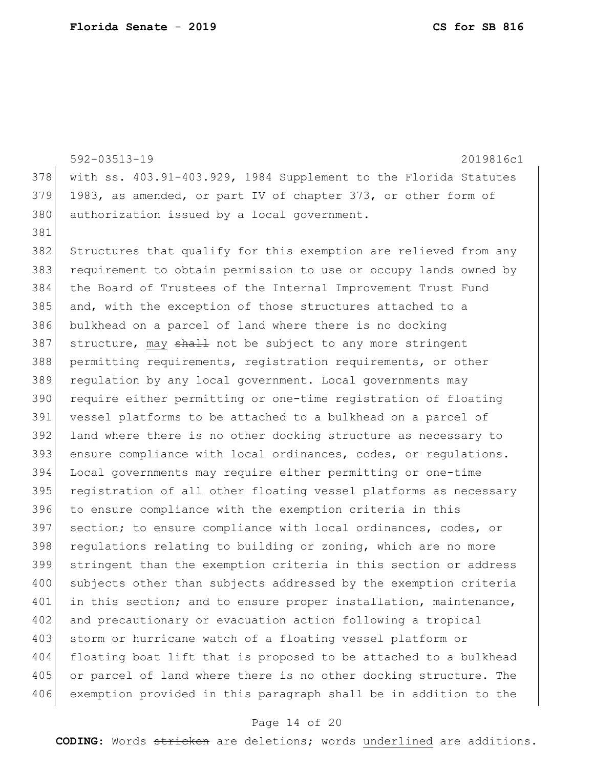with ss. 403.91-403.929, 1984 Supplement to the Florida Statutes 1983, as amended, or part IV of chapter 373, or other form of authorization issued by a local government.

Structures that qualify for this exemption are relieved from any requirement to obtain permission to use or occupy lands owned by the Board of Trustees of the Internal Improvement Trust Fund and, with the exception of those structures attached to a bulkhead on a parcel of land where there is no docking structure, <u>may</u> ~~shall~~ not be subject to any more stringent permitting requirements, registration requirements, or other regulation by any local government. Local governments may require either permitting or one-time registration of floating vessel platforms to be attached to a bulkhead on a parcel of land where there is no other docking structure as necessary to ensure compliance with local ordinances, codes, or regulations. Local governments may require either permitting or one-time registration of all other floating vessel platforms as necessary to ensure compliance with the exemption criteria in this section; to ensure compliance with local ordinances, codes, or regulations relating to building or zoning, which are no more stringent than the exemption criteria in this section or address subjects other than subjects addressed by the exemption criteria in this section; and to ensure proper installation, maintenance, and precautionary or evacuation action following a tropical storm or hurricane watch of a floating vessel platform or floating boat lift that is proposed to be attached to a bulkhead or parcel of land where there is no other docking structure. The exemption provided in this paragraph shall be in addition to the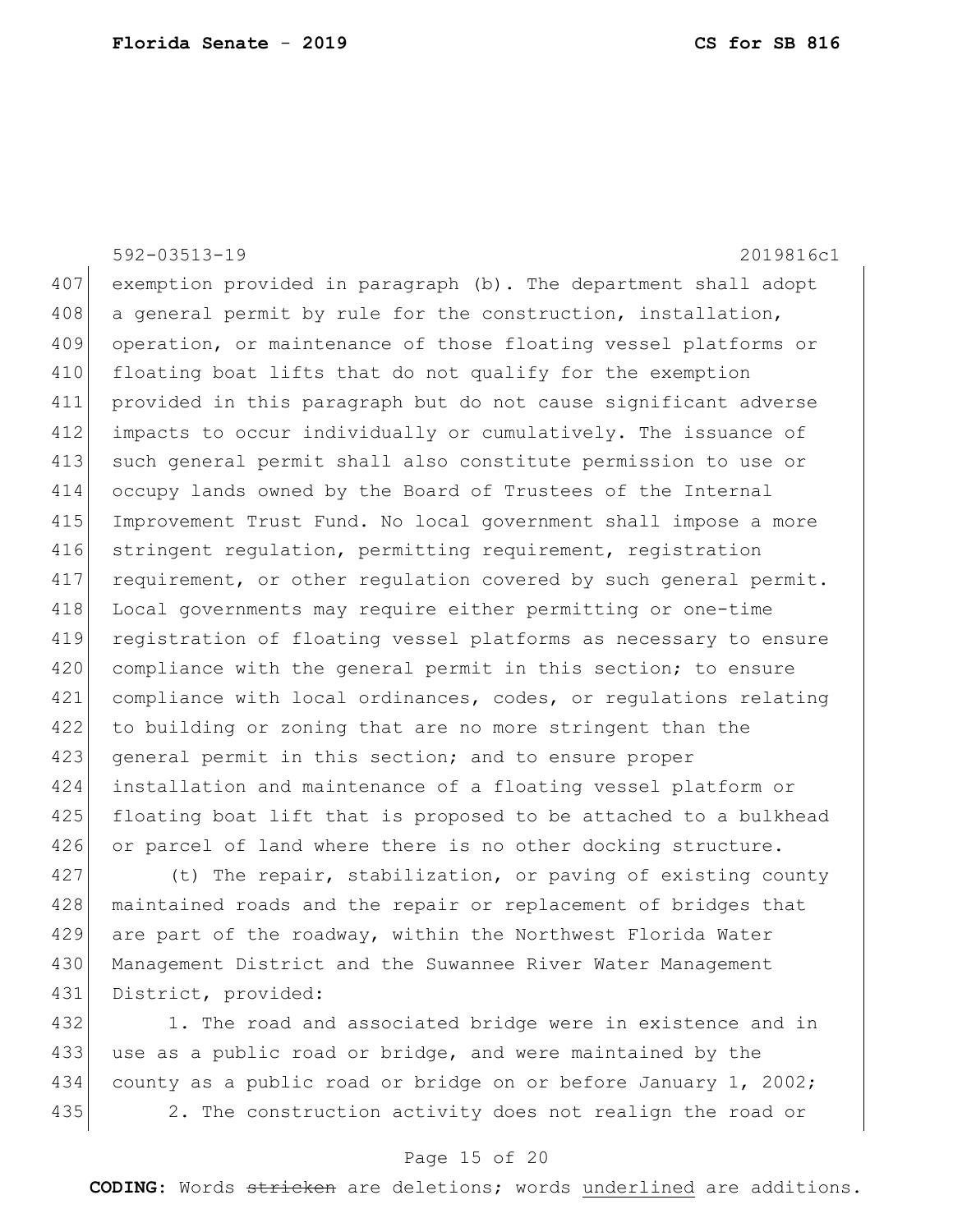exemption provided in paragraph (b). The department shall adopt a general permit by rule for the construction, installation, operation, or maintenance of those floating vessel platforms or floating boat lifts that do not qualify for the exemption provided in this paragraph but do not cause significant adverse impacts to occur individually or cumulatively. The issuance of such general permit shall also constitute permission to use or occupy lands owned by the Board of Trustees of the Internal Improvement Trust Fund. No local government shall impose a more stringent regulation, permitting requirement, registration requirement, or other regulation covered by such general permit. Local governments may require either permitting or one-time registration of floating vessel platforms as necessary to ensure compliance with the general permit in this section; to ensure compliance with local ordinances, codes, or regulations relating to building or zoning that are no more stringent than the general permit in this section; and to ensure proper installation and maintenance of a floating vessel platform or floating boat lift that is proposed to be attached to a bulkhead or parcel of land where there is no other docking structure.

(t) The repair, stabilization, or paving of existing county maintained roads and the repair or replacement of bridges that are part of the roadway, within the Northwest Florida Water Management District and the Suwannee River Water Management District, provided:

1. The road and associated bridge were in existence and in use as a public road or bridge, and were maintained by the county as a public road or bridge on or before January 1, 2002;

2. The construction activity does not realign the road or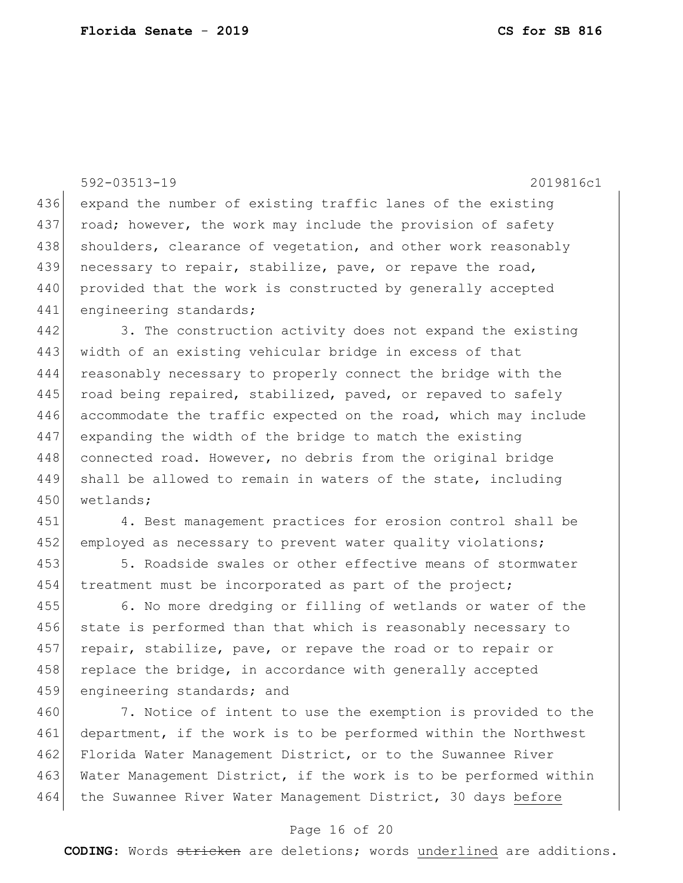expand the number of existing traffic lanes of the existing road; however, the work may include the provision of safety shoulders, clearance of vegetation, and other work reasonably necessary to repair, stabilize, pave, or repave the road, provided that the work is constructed by generally accepted engineering standards;

3. The construction activity does not expand the existing width of an existing vehicular bridge in excess of that reasonably necessary to properly connect the bridge with the road being repaired, stabilized, paved, or repaved to safely accommodate the traffic expected on the road, which may include expanding the width of the bridge to match the existing connected road. However, no debris from the original bridge shall be allowed to remain in waters of the state, including wetlands;

4. Best management practices for erosion control shall be employed as necessary to prevent water quality violations;

5. Roadside swales or other effective means of stormwater treatment must be incorporated as part of the project;

6. No more dredging or filling of wetlands or water of the state is performed than that which is reasonably necessary to repair, stabilize, pave, or repave the road or to repair or replace the bridge, in accordance with generally accepted engineering standards; and

7. Notice of intent to use the exemption is provided to the department, if the work is to be performed within the Northwest Florida Water Management District, or to the Suwannee River Water Management District, if the work is to be performed within the Suwannee River Water Management District, 30 days <u>before</u>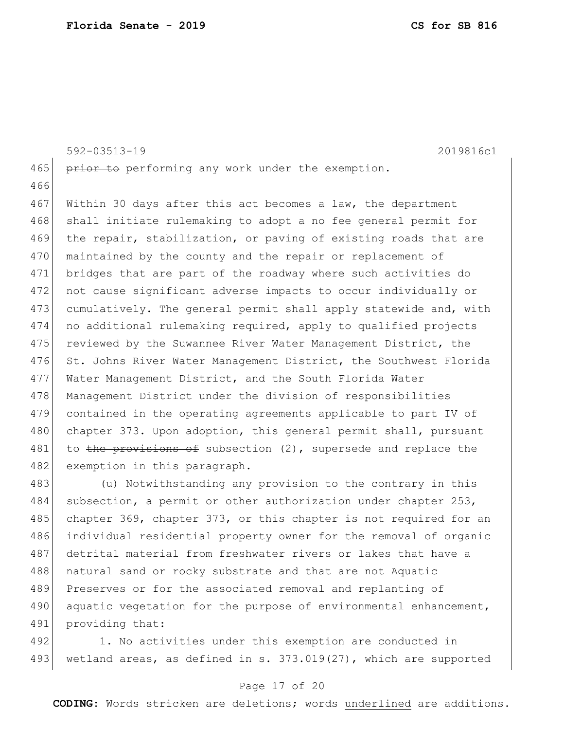~~prior to~~ performing any work under the exemption.

Within 30 days after this act becomes a law, the department shall initiate rulemaking to adopt a no fee general permit for the repair, stabilization, or paving of existing roads that are maintained by the county and the repair or replacement of bridges that are part of the roadway where such activities do not cause significant adverse impacts to occur individually or cumulatively. The general permit shall apply statewide and, with no additional rulemaking required, apply to qualified projects reviewed by the Suwannee River Water Management District, the St. Johns River Water Management District, the Southwest Florida Water Management District, and the South Florida Water Management District under the division of responsibilities contained in the operating agreements applicable to part IV of chapter 373. Upon adoption, this general permit shall, pursuant to ~~the provisions of~~ subsection (2), supersede and replace the exemption in this paragraph.

(u) Notwithstanding any provision to the contrary in this subsection, a permit or other authorization under chapter 253, chapter 369, chapter 373, or this chapter is not required for an individual residential property owner for the removal of organic detrital material from freshwater rivers or lakes that have a natural sand or rocky substrate and that are not Aquatic Preserves or for the associated removal and replanting of aquatic vegetation for the purpose of environmental enhancement, providing that:

1. No activities under this exemption are conducted in wetland areas, as defined in s. 373.019(27), which are supported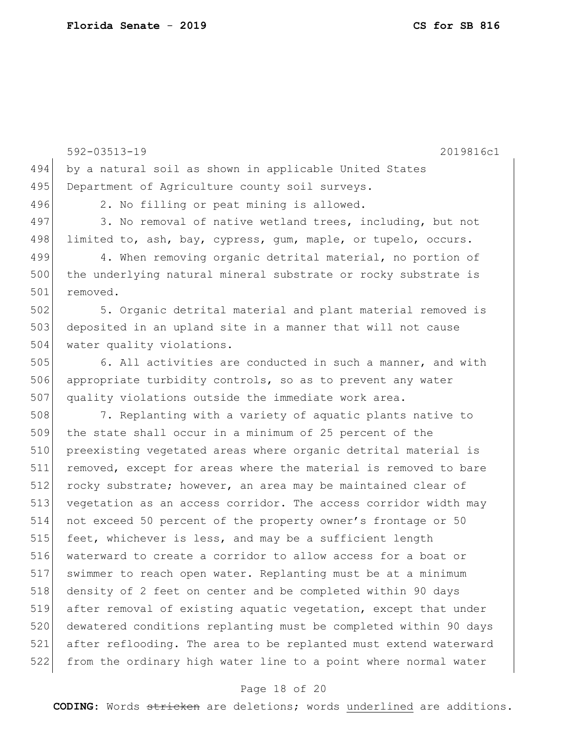by a natural soil as shown in applicable United States Department of Agriculture county soil surveys.

2. No filling or peat mining is allowed.

3. No removal of native wetland trees, including, but not limited to, ash, bay, cypress, gum, maple, or tupelo, occurs.

4. When removing organic detrital material, no portion of the underlying natural mineral substrate or rocky substrate is removed.

5. Organic detrital material and plant material removed is deposited in an upland site in a manner that will not cause water quality violations.

6. All activities are conducted in such a manner, and with appropriate turbidity controls, so as to prevent any water quality violations outside the immediate work area.

7. Replanting with a variety of aquatic plants native to the state shall occur in a minimum of 25 percent of the preexisting vegetated areas where organic detrital material is removed, except for areas where the material is removed to bare rocky substrate; however, an area may be maintained clear of vegetation as an access corridor. The access corridor width may not exceed 50 percent of the property owner's frontage or 50 feet, whichever is less, and may be a sufficient length waterward to create a corridor to allow access for a boat or swimmer to reach open water. Replanting must be at a minimum density of 2 feet on center and be completed within 90 days after removal of existing aquatic vegetation, except that under dewatered conditions replanting must be completed within 90 days after reflooding. The area to be replanted must extend waterward from the ordinary high water line to a point where normal water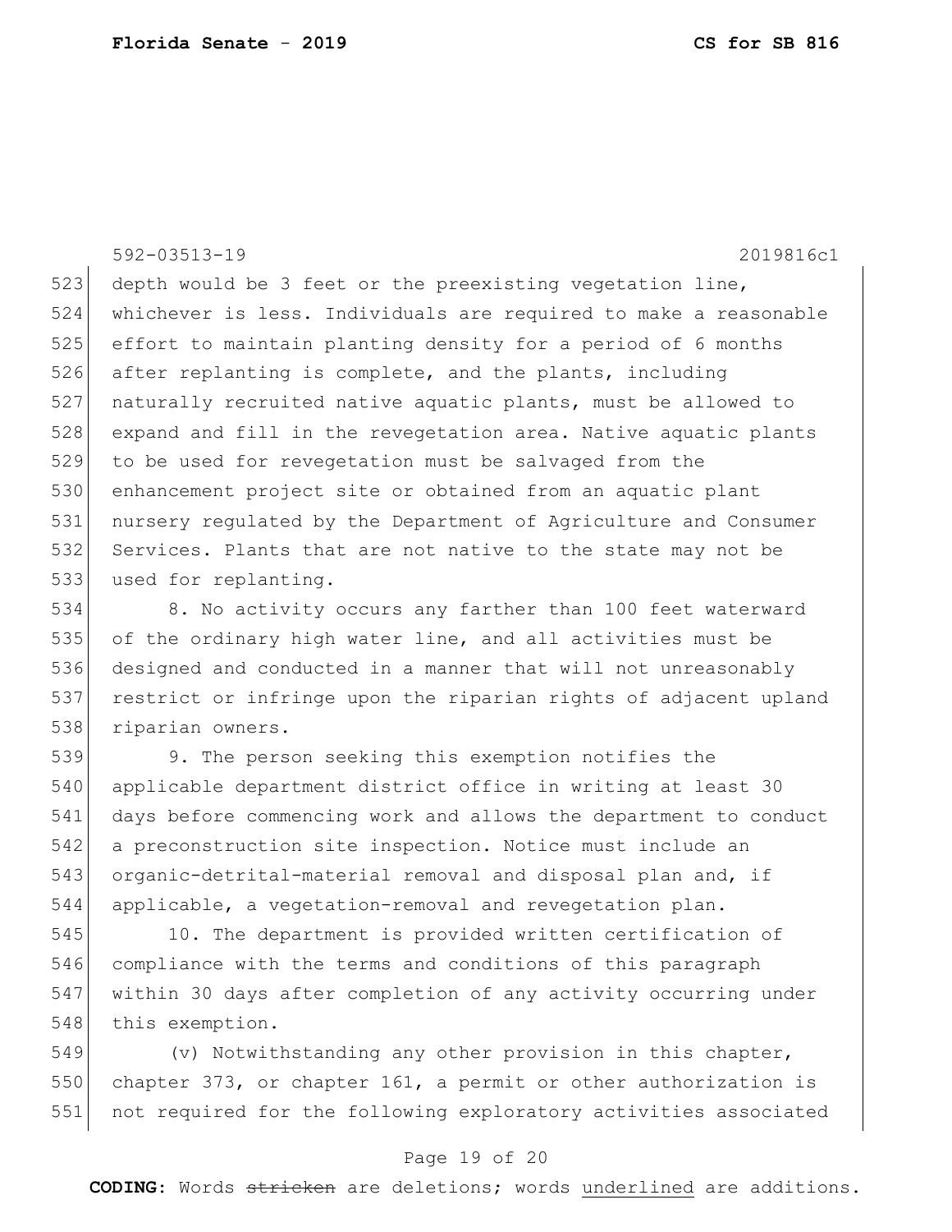depth would be 3 feet or the preexisting vegetation line, whichever is less. Individuals are required to make a reasonable effort to maintain planting density for a period of 6 months after replanting is complete, and the plants, including naturally recruited native aquatic plants, must be allowed to expand and fill in the revegetation area. Native aquatic plants to be used for revegetation must be salvaged from the enhancement project site or obtained from an aquatic plant nursery regulated by the Department of Agriculture and Consumer Services. Plants that are not native to the state may not be used for replanting.

8. No activity occurs any farther than 100 feet waterward of the ordinary high water line, and all activities must be designed and conducted in a manner that will not unreasonably restrict or infringe upon the riparian rights of adjacent upland riparian owners.

9. The person seeking this exemption notifies the applicable department district office in writing at least 30 days before commencing work and allows the department to conduct a preconstruction site inspection. Notice must include an organic-detrital-material removal and disposal plan and, if applicable, a vegetation-removal and revegetation plan.

10. The department is provided written certification of compliance with the terms and conditions of this paragraph within 30 days after completion of any activity occurring under this exemption.

(v) Notwithstanding any other provision in this chapter, chapter 373, or chapter 161, a permit or other authorization is not required for the following exploratory activities associated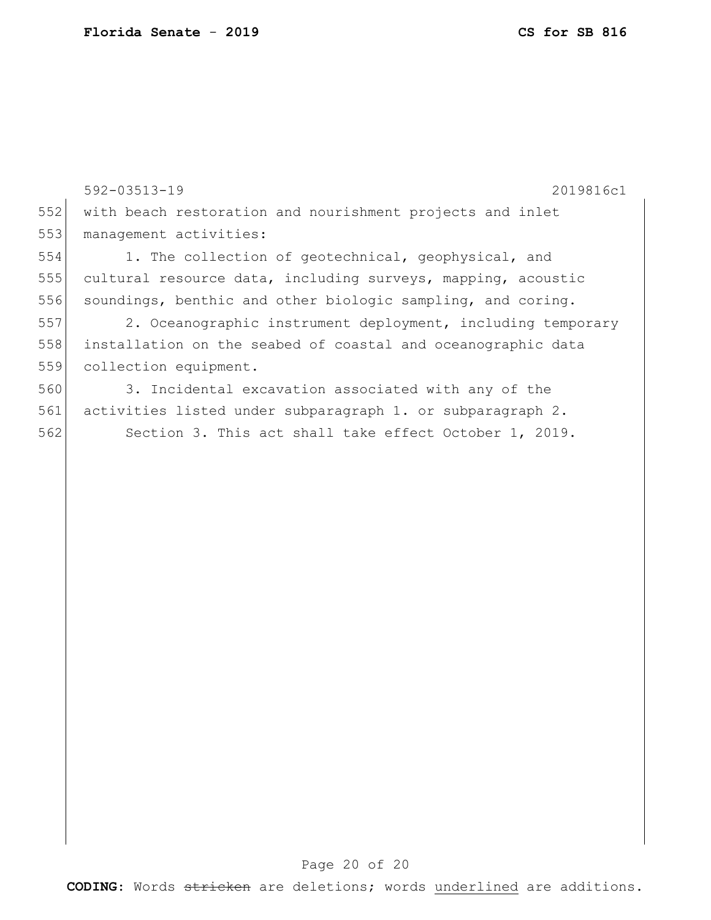with beach restoration and nourishment projects and inlet management activities:

1. The collection of geotechnical, geophysical, and cultural resource data, including surveys, mapping, acoustic soundings, benthic and other biologic sampling, and coring.

2. Oceanographic instrument deployment, including temporary installation on the seabed of coastal and oceanographic data collection equipment.

3. Incidental excavation associated with any of the activities listed under subparagraph 1. or subparagraph 2.

Section 3. This act shall take effect October 1, 2019.